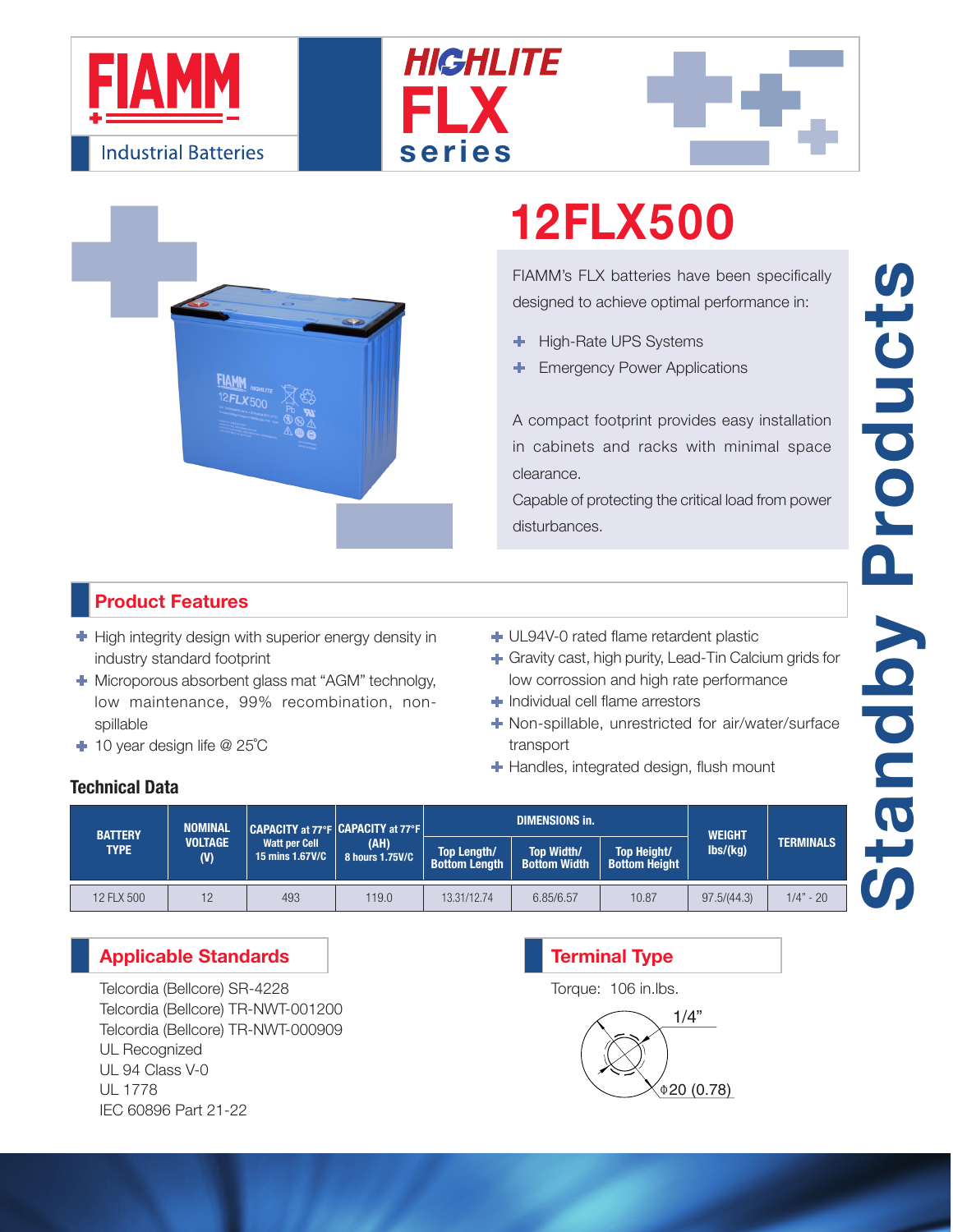FIAMM

Industrial Batteries

HIGHLITE FLX series

# 12FLX500

FIAMM's FLX batteries have been specifically designed to achieve optimal performance in:

- High-Rate UPS Systems
- Emergency Power Applications

A compact footprint provides easy installation in cabinets and racks with minimal space clearance.

Capable of protecting the critical load from power disturbances.

**Standby Products**

## Product Features

- High integrity design with superior energy density in industry standard footprint
- Microporous absorbent glass mat "AGM" technolgy, low maintenance, 99% recombination, non-spillable
- 10 year design life @ 25˚C
- UL94V-0 rated flame retardent plastic
- Gravity cast, high purity, Lead-Tin Calcium grids for low corrossion and high rate performance
- Individual cell flame arrestors
- Non-spillable, unrestricted for air/water/surface transport
- Handles, integrated design, flush mount

### Technical Data

| BATTERY TYPE | NOMINAL VOLTAGE (V) | CAPACITY at 77°F Watt per Cell 15 mins 1.67V/C | CAPACITY at 77°F (AH) 8 hours 1.75V/C | DIMENSIONS in. | | | WEIGHT lbs/(kg) | TERMINALS |
|---|---|---|---|---|---|---|---|---|
| | | | | Top Length/ Bottom Length | Top Width/ Bottom Width | Top Height/ Bottom Height | | |
| 12 FLX 500 | 12 | 493 | 119.0 | 13.31/12.74 | 6.85/6.57 | 10.87 | 97.5/(44.3) | 1/4" - 20 |

## Applicable Standards

Telcordia (Bellcore) SR-4228
Telcordia (Bellcore) TR-NWT-001200
Telcordia (Bellcore) TR-NWT-000909
UL Recognized
UL 94 Class V-0
UL 1778
IEC 60896 Part 21-22

## Terminal Type

Torque: 106 in.lbs.

1/4"

Φ20 (0.78)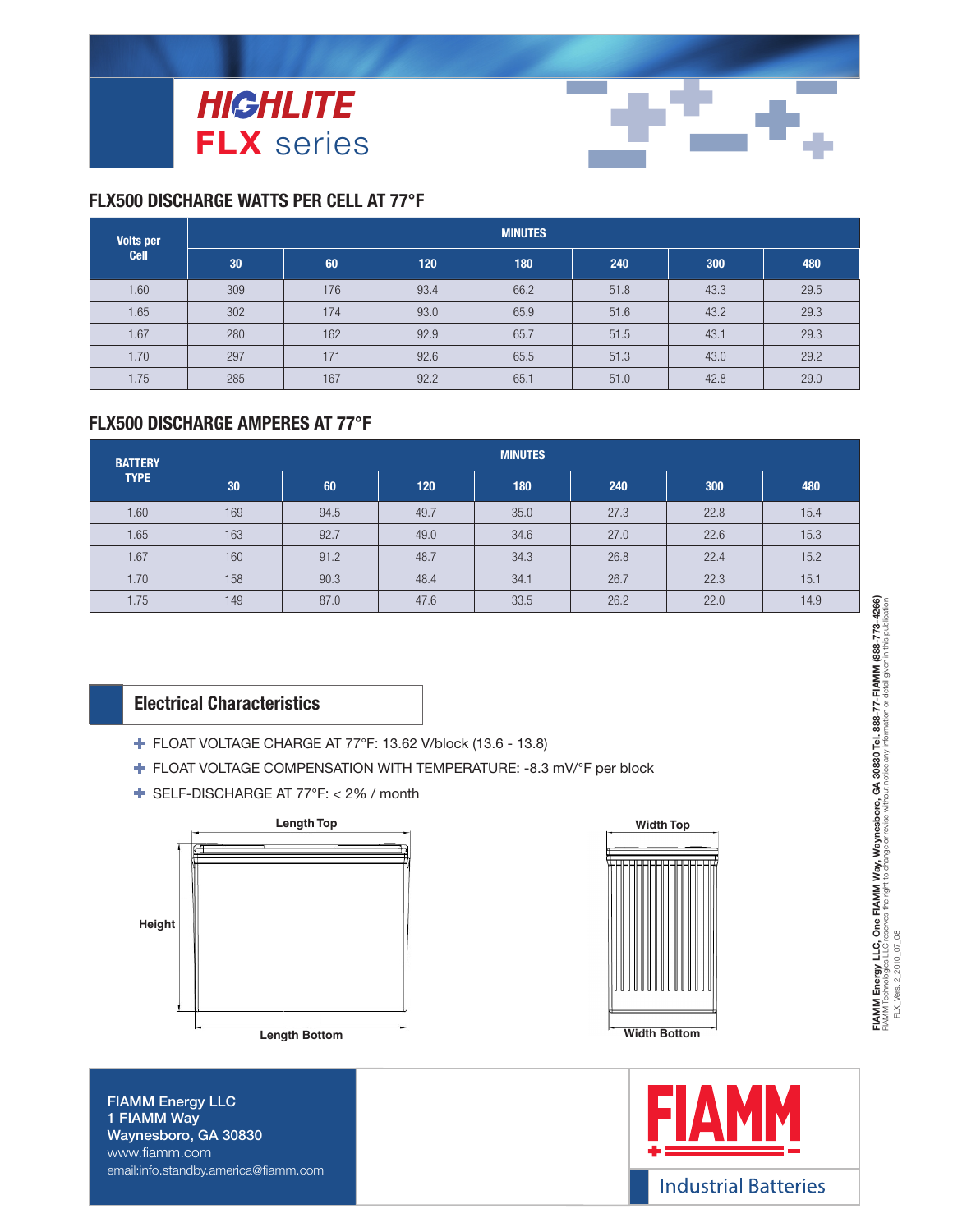# HIGHLITE FLX series

## FLX500 DISCHARGE WATTS PER CELL AT 77°F

| Volts per Cell | MINUTES | | | | | | |
|---|---|---|---|---|---|---|---|
| | 30 | 60 | 120 | 180 | 240 | 300 | 480 |
| 1.60 | 309 | 176 | 93.4 | 66.2 | 51.8 | 43.3 | 29.5 |
| 1.65 | 302 | 174 | 93.0 | 65.9 | 51.6 | 43.2 | 29.3 |
| 1.67 | 280 | 162 | 92.9 | 65.7 | 51.5 | 43.1 | 29.3 |
| 1.70 | 297 | 171 | 92.6 | 65.5 | 51.3 | 43.0 | 29.2 |
| 1.75 | 285 | 167 | 92.2 | 65.1 | 51.0 | 42.8 | 29.0 |

## FLX500 DISCHARGE AMPERES AT 77°F

| BATTERY TYPE | MINUTES | | | | | | |
|---|---|---|---|---|---|---|---|
| | 30 | 60 | 120 | 180 | 240 | 300 | 480 |
| 1.60 | 169 | 94.5 | 49.7 | 35.0 | 27.3 | 22.8 | 15.4 |
| 1.65 | 163 | 92.7 | 49.0 | 34.6 | 27.0 | 22.6 | 15.3 |
| 1.67 | 160 | 91.2 | 48.7 | 34.3 | 26.8 | 22.4 | 15.2 |
| 1.70 | 158 | 90.3 | 48.4 | 34.1 | 26.7 | 22.3 | 15.1 |
| 1.75 | 149 | 87.0 | 47.6 | 33.5 | 26.2 | 22.0 | 14.9 |

## Electrical Characteristics

- FLOAT VOLTAGE CHARGE AT 77°F: 13.62 V/block (13.6 - 13.8)
- FLOAT VOLTAGE COMPENSATION WITH TEMPERATURE: -8.3 mV/°F per block
- SELF-DISCHARGE AT 77°F: < 2% / month

Length Top

Height

Length Bottom

Width Top

Width Bottom

**FIAMM Energy LLC, One FIAMM Way, Waynesboro, GA 30830 Tel. 888-77-FIAMM (888-773-4266)**
FIAMM Technologies LLC reserves the right to change or revise without notice any information or detail given in this publication
FLX_Vers. 2_2010_07_08

FIAMM Energy LLC
1 FIAMM Way
Waynesboro, GA 30830
www.fiamm.com
email:info.standby.america@fiamm.com

FIAMM
Industrial Batteries